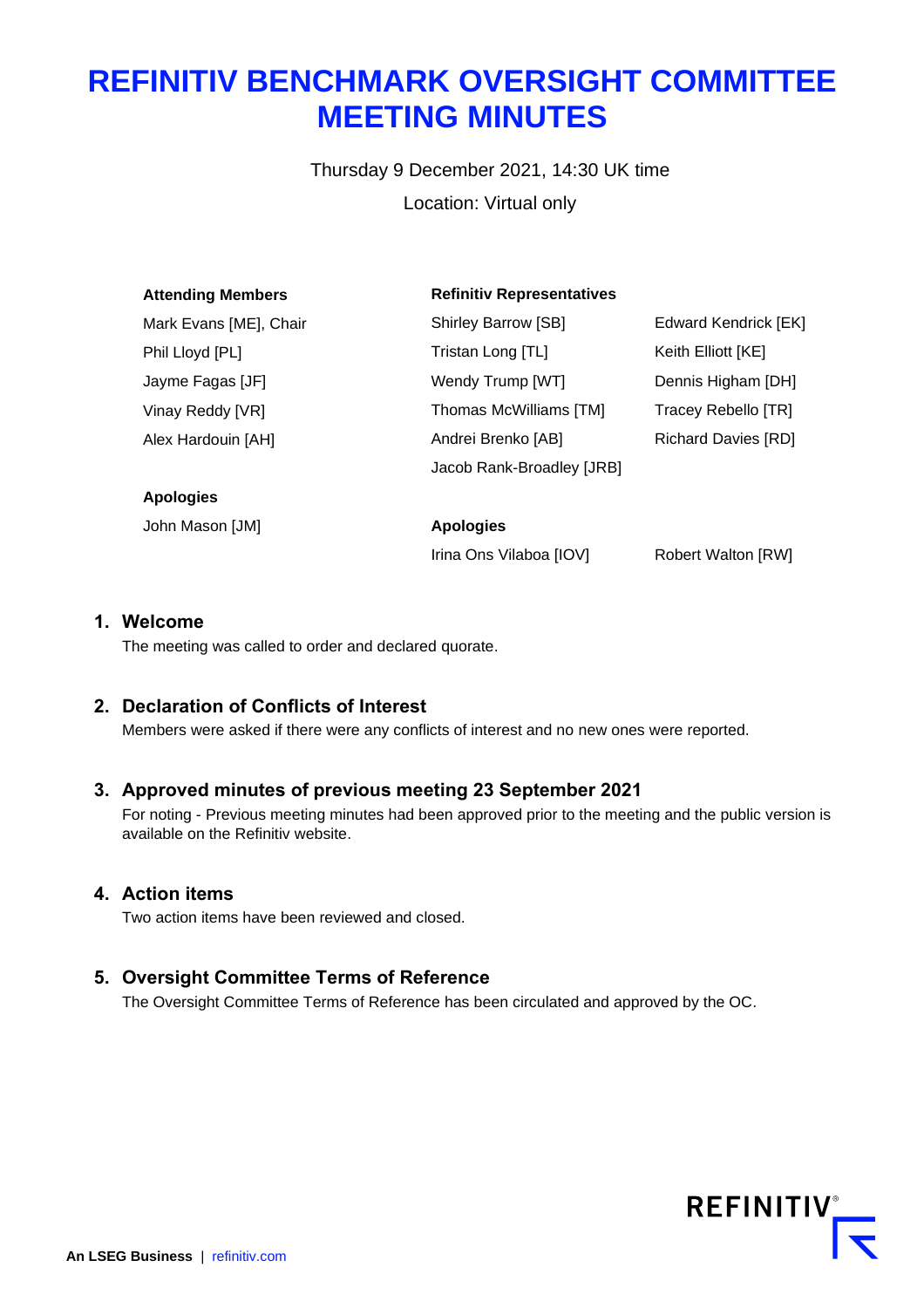# REFINITIV BENCHMARK OVERSIGHT COMMITTEE MEETING MINUTES

Thursday 9 December 2021, 14:30 UK time

Location: Virtual only

| **Attending Members** | **Refinitiv Representatives** | |
|---|---|---|
| Mark Evans [ME], Chair | Shirley Barrow [SB] | Edward Kendrick [EK] |
| Phil Lloyd [PL] | Tristan Long [TL] | Keith Elliott [KE] |
| Jayme Fagas [JF] | Wendy Trump [WT] | Dennis Higham [DH] |
| Vinay Reddy [VR] | Thomas McWilliams [TM] | Tracey Rebello [TR] |
| Alex Hardouin [AH] | Andrei Brenko [AB] | Richard Davies [RD] |
| | Jacob Rank-Broadley [JRB] | |

| **Apologies** | **Apologies** | |
|---|---|---|
| John Mason [JM] | Irina Ons Vilaboa [IOV] | Robert Walton [RW] |

## 1. Welcome

The meeting was called to order and declared quorate.

## 2. Declaration of Conflicts of Interest

Members were asked if there were any conflicts of interest and no new ones were reported.

## 3. Approved minutes of previous meeting 23 September 2021

For noting - Previous meeting minutes had been approved prior to the meeting and the public version is available on the Refinitiv website.

## 4. Action items

Two action items have been reviewed and closed.

## 5. Oversight Committee Terms of Reference

The Oversight Committee Terms of Reference has been circulated and approved by the OC.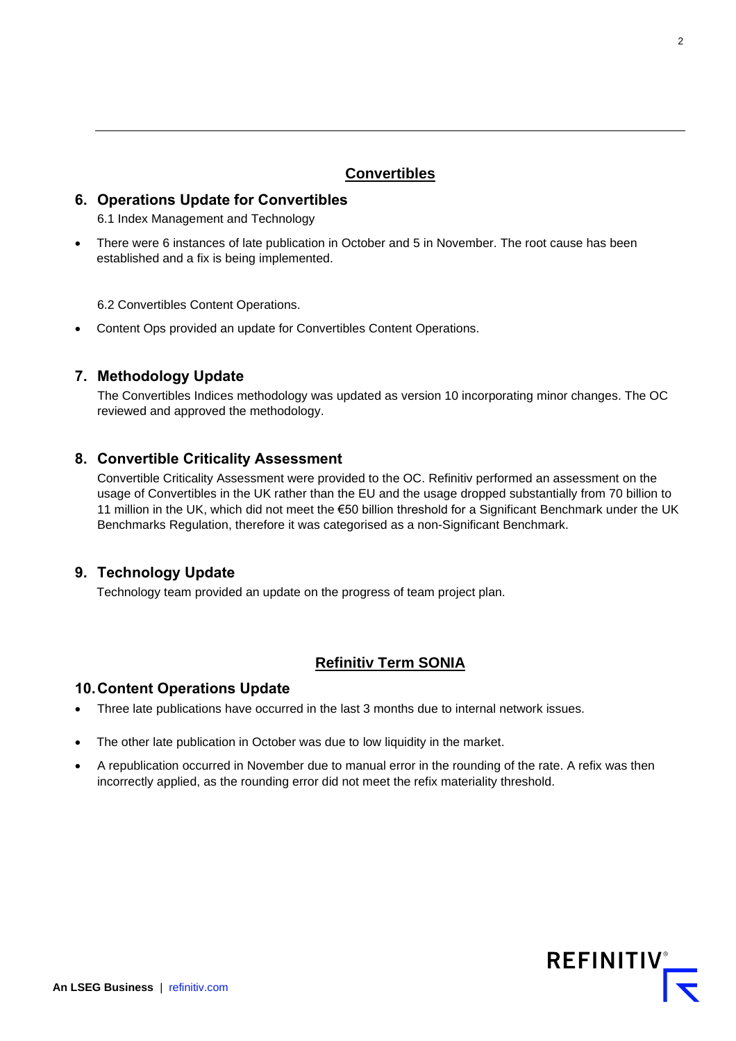## Convertibles

### 6. Operations Update for Convertibles

6.1 Index Management and Technology

- There were 6 instances of late publication in October and 5 in November. The root cause has been established and a fix is being implemented.

6.2 Convertibles Content Operations.

- Content Ops provided an update for Convertibles Content Operations.

### 7. Methodology Update

The Convertibles Indices methodology was updated as version 10 incorporating minor changes. The OC reviewed and approved the methodology.

### 8. Convertible Criticality Assessment

Convertible Criticality Assessment were provided to the OC. Refinitiv performed an assessment on the usage of Convertibles in the UK rather than the EU and the usage dropped substantially from 70 billion to 11 million in the UK, which did not meet the €50 billion threshold for a Significant Benchmark under the UK Benchmarks Regulation, therefore it was categorised as a non-Significant Benchmark.

### 9. Technology Update

Technology team provided an update on the progress of team project plan.

## Refinitiv Term SONIA

### 10. Content Operations Update

- Three late publications have occurred in the last 3 months due to internal network issues.
- The other late publication in October was due to low liquidity in the market.
- A republication occurred in November due to manual error in the rounding of the rate. A refix was then incorrectly applied, as the rounding error did not meet the refix materiality threshold.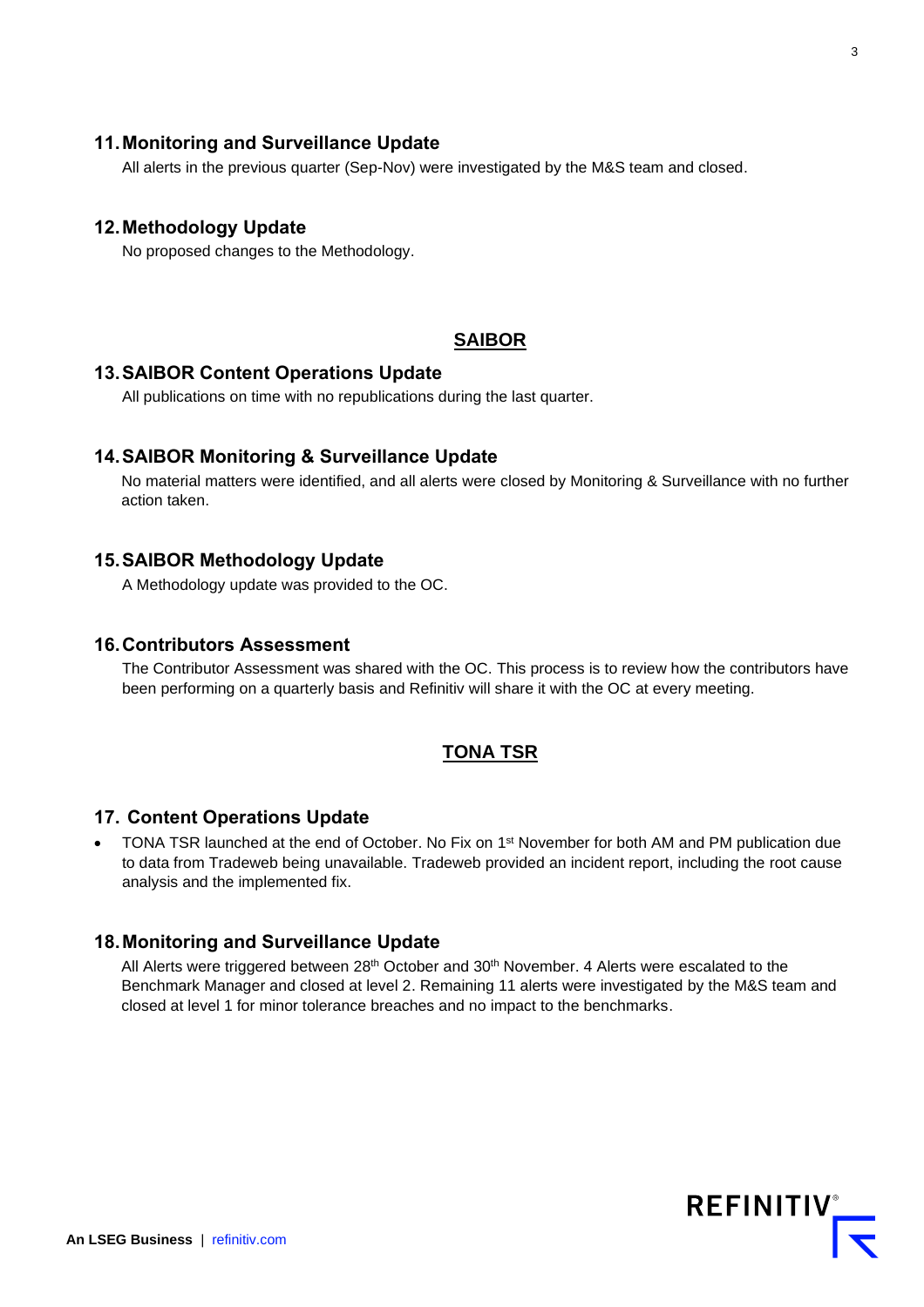## 11. Monitoring and Surveillance Update

All alerts in the previous quarter (Sep-Nov) were investigated by the M&S team and closed.

## 12. Methodology Update

No proposed changes to the Methodology.

# SAIBOR

## 13. SAIBOR Content Operations Update

All publications on time with no republications during the last quarter.

## 14. SAIBOR Monitoring & Surveillance Update

No material matters were identified, and all alerts were closed by Monitoring & Surveillance with no further action taken.

## 15. SAIBOR Methodology Update

A Methodology update was provided to the OC.

## 16. Contributors Assessment

The Contributor Assessment was shared with the OC. This process is to review how the contributors have been performing on a quarterly basis and Refinitiv will share it with the OC at every meeting.

# TONA TSR

## 17. Content Operations Update

- TONA TSR launched at the end of October. No Fix on 1st November for both AM and PM publication due to data from Tradeweb being unavailable. Tradeweb provided an incident report, including the root cause analysis and the implemented fix.

## 18. Monitoring and Surveillance Update

All Alerts were triggered between 28th October and 30th November. 4 Alerts were escalated to the Benchmark Manager and closed at level 2. Remaining 11 alerts were investigated by the M&S team and closed at level 1 for minor tolerance breaches and no impact to the benchmarks.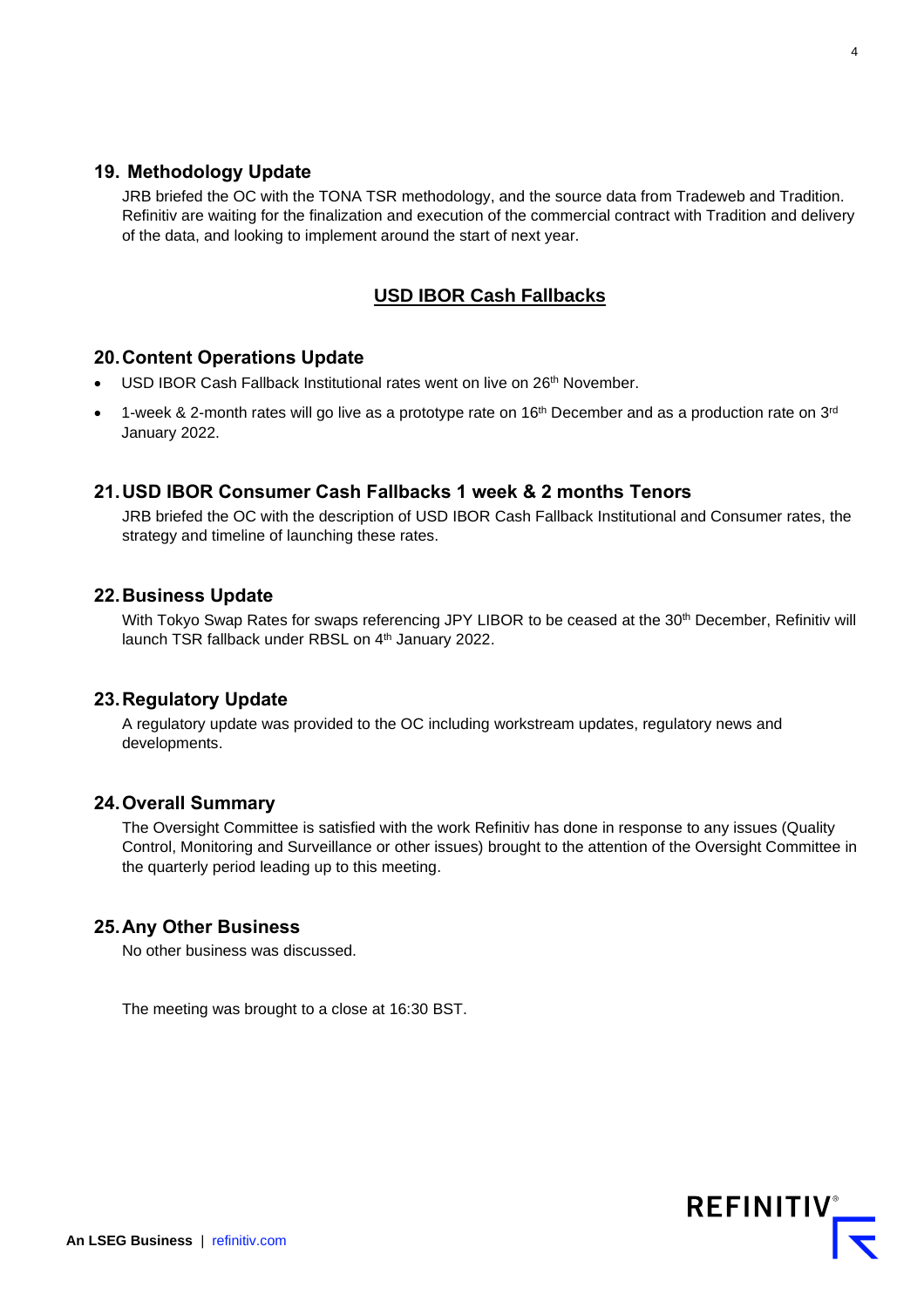## 19. Methodology Update

JRB briefed the OC with the TONA TSR methodology, and the source data from Tradeweb and Tradition. Refinitiv are waiting for the finalization and execution of the commercial contract with Tradition and delivery of the data, and looking to implement around the start of next year.

## USD IBOR Cash Fallbacks

## 20. Content Operations Update

- USD IBOR Cash Fallback Institutional rates went on live on 26th November.
- 1-week & 2-month rates will go live as a prototype rate on 16th December and as a production rate on 3rd January 2022.

## 21. USD IBOR Consumer Cash Fallbacks 1 week & 2 months Tenors

JRB briefed the OC with the description of USD IBOR Cash Fallback Institutional and Consumer rates, the strategy and timeline of launching these rates.

## 22. Business Update

With Tokyo Swap Rates for swaps referencing JPY LIBOR to be ceased at the 30th December, Refinitiv will launch TSR fallback under RBSL on 4th January 2022.

## 23. Regulatory Update

A regulatory update was provided to the OC including workstream updates, regulatory news and developments.

## 24. Overall Summary

The Oversight Committee is satisfied with the work Refinitiv has done in response to any issues (Quality Control, Monitoring and Surveillance or other issues) brought to the attention of the Oversight Committee in the quarterly period leading up to this meeting.

## 25. Any Other Business

No other business was discussed.

The meeting was brought to a close at 16:30 BST.